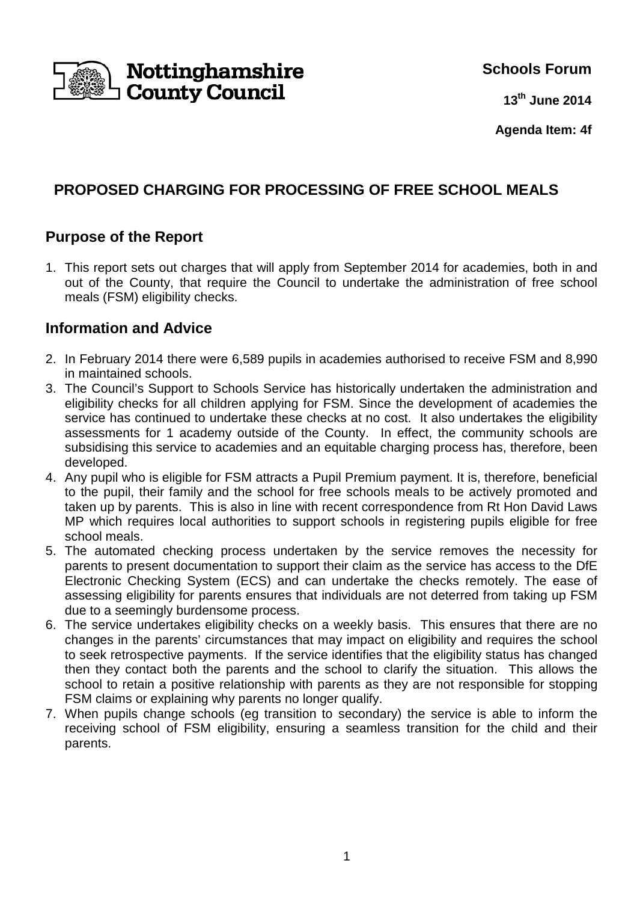Nottinghamshire County Council

**Schools Forum**

**13th June 2014**

**Agenda Item: 4f**

# PROPOSED CHARGING FOR PROCESSING OF FREE SCHOOL MEALS

## Purpose of the Report

1. This report sets out charges that will apply from September 2014 for academies, both in and out of the County, that require the Council to undertake the administration of free school meals (FSM) eligibility checks.

## Information and Advice

2. In February 2014 there were 6,589 pupils in academies authorised to receive FSM and 8,990 in maintained schools.
3. The Council's Support to Schools Service has historically undertaken the administration and eligibility checks for all children applying for FSM. Since the development of academies the service has continued to undertake these checks at no cost. It also undertakes the eligibility assessments for 1 academy outside of the County. In effect, the community schools are subsidising this service to academies and an equitable charging process has, therefore, been developed.
4. Any pupil who is eligible for FSM attracts a Pupil Premium payment. It is, therefore, beneficial to the pupil, their family and the school for free schools meals to be actively promoted and taken up by parents. This is also in line with recent correspondence from Rt Hon David Laws MP which requires local authorities to support schools in registering pupils eligible for free school meals.
5. The automated checking process undertaken by the service removes the necessity for parents to present documentation to support their claim as the service has access to the DfE Electronic Checking System (ECS) and can undertake the checks remotely. The ease of assessing eligibility for parents ensures that individuals are not deterred from taking up FSM due to a seemingly burdensome process.
6. The service undertakes eligibility checks on a weekly basis. This ensures that there are no changes in the parents' circumstances that may impact on eligibility and requires the school to seek retrospective payments. If the service identifies that the eligibility status has changed then they contact both the parents and the school to clarify the situation. This allows the school to retain a positive relationship with parents as they are not responsible for stopping FSM claims or explaining why parents no longer qualify.
7. When pupils change schools (eg transition to secondary) the service is able to inform the receiving school of FSM eligibility, ensuring a seamless transition for the child and their parents.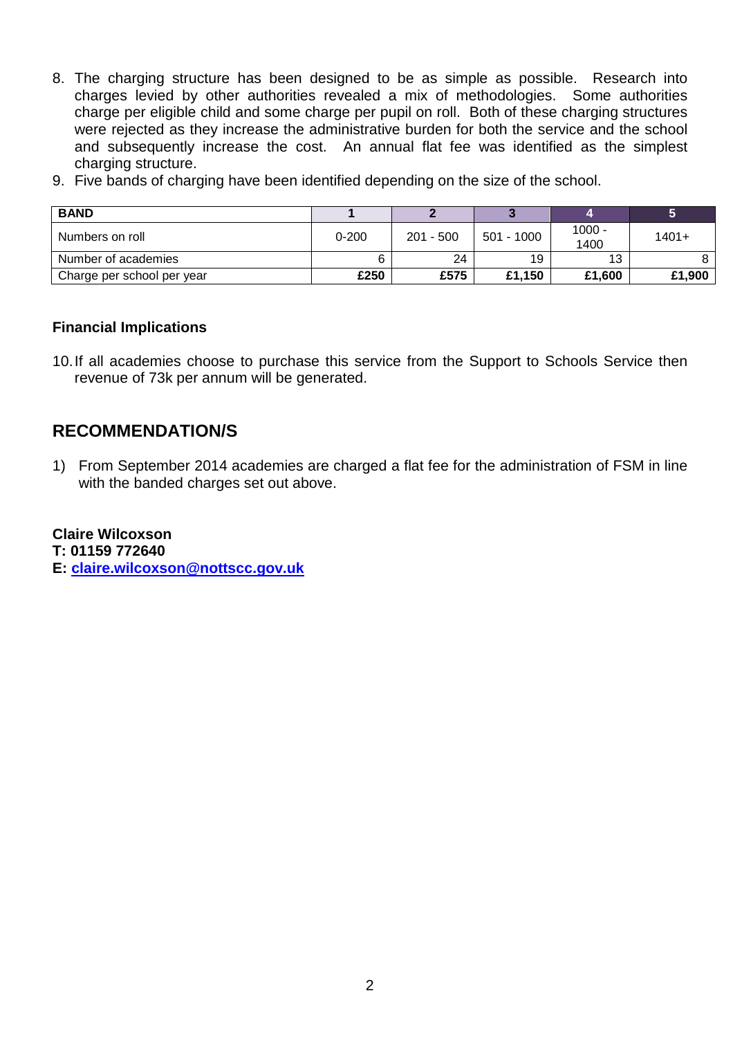8. The charging structure has been designed to be as simple as possible. Research into charges levied by other authorities revealed a mix of methodologies. Some authorities charge per eligible child and some charge per pupil on roll. Both of these charging structures were rejected as they increase the administrative burden for both the service and the school and subsequently increase the cost. An annual flat fee was identified as the simplest charging structure.
9. Five bands of charging have been identified depending on the size of the school.

| **BAND** | **1** | **2** | **3** | **4** | **5** |
|---|---|---|---|---|---|
| Numbers on roll | 0-200 | 201 - 500 | 501 - 1000 | 1000 - 1400 | 1401+ |
| Number of academies | 6 | 24 | 19 | 13 | 8 |
| Charge per school per year | **£250** | **£575** | **£1,150** | **£1,600** | **£1,900** |

### Financial Implications

10. If all academies choose to purchase this service from the Support to Schools Service then revenue of 73k per annum will be generated.

## RECOMMENDATION/S

1) From September 2014 academies are charged a flat fee for the administration of FSM in line with the banded charges set out above.

**Claire Wilcoxson**
**T: 01159 772640**
**E: claire.wilcoxson@nottscc.gov.uk**